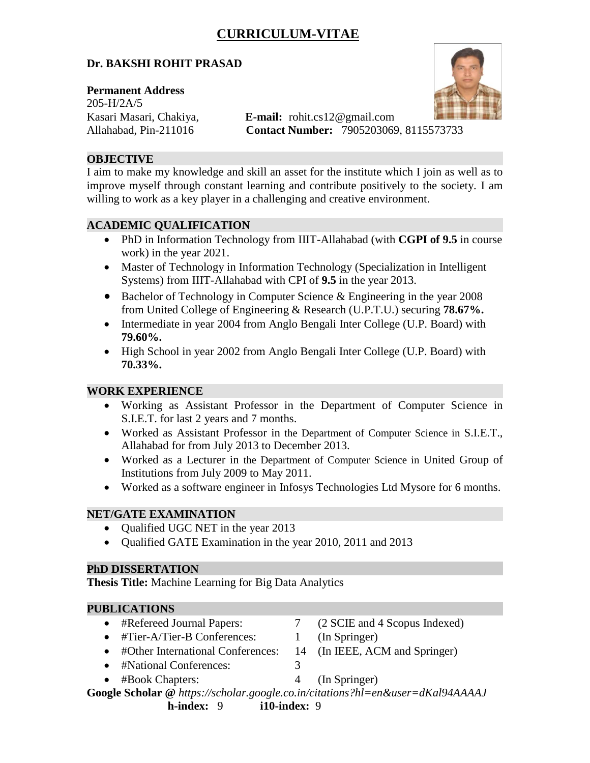# CURRICULUM-VITAE

**Dr. BAKSHI ROHIT PRASAD**

**Permanent Address**
205-H/2A/5
Kasari Masari, Chakiya,
Allahabad, Pin-211016

**E-mail:** rohit.cs12@gmail.com
**Contact Number:** 7905203069, 8115573733

## OBJECTIVE

I aim to make my knowledge and skill an asset for the institute which I join as well as to improve myself through constant learning and contribute positively to the society. I am willing to work as a key player in a challenging and creative environment.

## ACADEMIC QUALIFICATION

- PhD in Information Technology from IIIT-Allahabad (with **CGPI of 9.5** in course work) in the year 2021.
- Master of Technology in Information Technology (Specialization in Intelligent Systems) from IIIT-Allahabad with CPI of **9.5** in the year 2013.
- Bachelor of Technology in Computer Science & Engineering in the year 2008 from United College of Engineering & Research (U.P.T.U.) securing **78.67%.**
- Intermediate in year 2004 from Anglo Bengali Inter College (U.P. Board) with **79.60%.**
- High School in year 2002 from Anglo Bengali Inter College (U.P. Board) with **70.33%.**

## WORK EXPERIENCE

- Working as Assistant Professor in the Department of Computer Science in S.I.E.T. for last 2 years and 7 months.
- Worked as Assistant Professor in the Department of Computer Science in S.I.E.T., Allahabad for from July 2013 to December 2013.
- Worked as a Lecturer in the Department of Computer Science in United Group of Institutions from July 2009 to May 2011.
- Worked as a software engineer in Infosys Technologies Ltd Mysore for 6 months.

## NET/GATE EXAMINATION

- Qualified UGC NET in the year 2013
- Qualified GATE Examination in the year 2010, 2011 and 2013

## PhD DISSERTATION

**Thesis Title:** Machine Learning for Big Data Analytics

## PUBLICATIONS

- #Refereed Journal Papers: 7 (2 SCIE and 4 Scopus Indexed)
- #Tier-A/Tier-B Conferences: 1 (In Springer)
- #Other International Conferences: 14 (In IEEE, ACM and Springer)
- #National Conferences: 3
- #Book Chapters: 4 (In Springer)

**Google Scholar @** *https://scholar.google.co.in/citations?hl=en&user=dKal94AAAAJ*

**h-index:** 9 **i10-index:** 9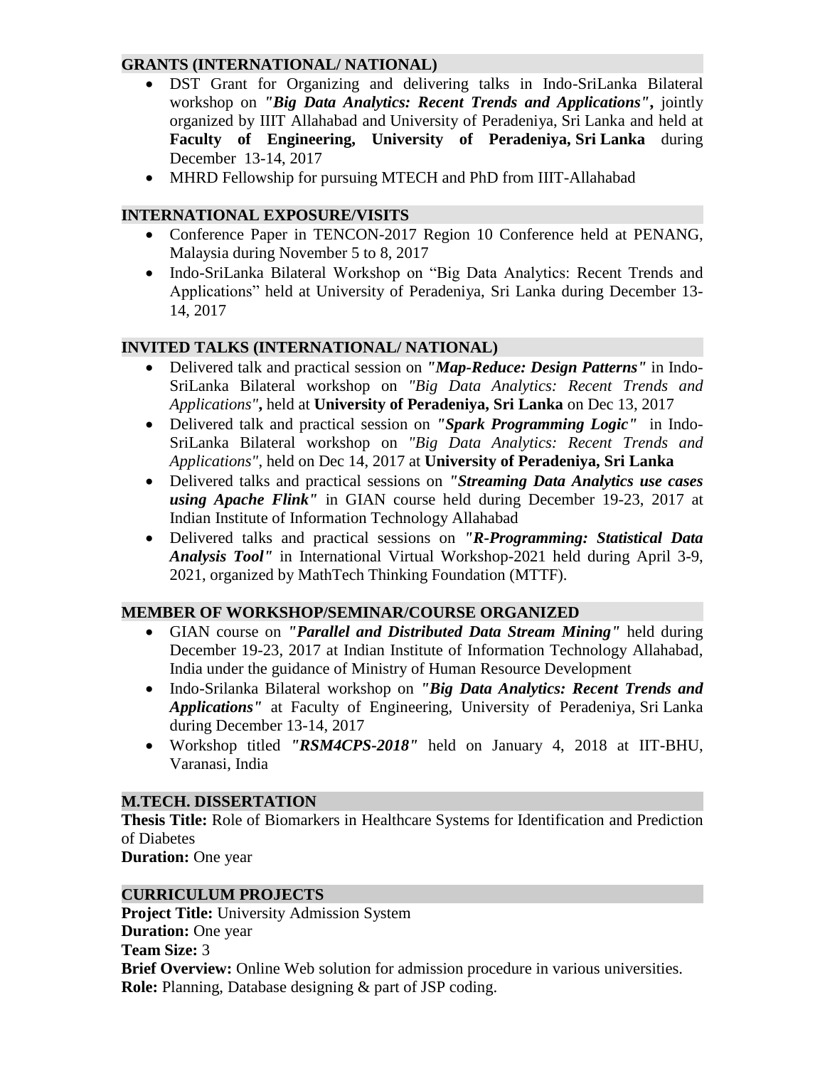## GRANTS (INTERNATIONAL/ NATIONAL)

- DST Grant for Organizing and delivering talks in Indo-SriLanka Bilateral workshop on ***"Big Data Analytics: Recent Trends and Applications"***, jointly organized by IIIT Allahabad and University of Peradeniya, Sri Lanka and held at **Faculty of Engineering, University of Peradeniya, Sri Lanka** during December 13-14, 2017
- MHRD Fellowship for pursuing MTECH and PhD from IIIT-Allahabad

## INTERNATIONAL EXPOSURE/VISITS

- Conference Paper in TENCON-2017 Region 10 Conference held at PENANG, Malaysia during November 5 to 8, 2017
- Indo-SriLanka Bilateral Workshop on "Big Data Analytics: Recent Trends and Applications" held at University of Peradeniya, Sri Lanka during December 13-14, 2017

## INVITED TALKS (INTERNATIONAL/ NATIONAL)

- Delivered talk and practical session on ***"Map-Reduce: Design Patterns"*** in Indo-SriLanka Bilateral workshop on *"Big Data Analytics: Recent Trends and Applications"*, held at **University of Peradeniya, Sri Lanka** on Dec 13, 2017
- Delivered talk and practical session on ***"Spark Programming Logic"*** in Indo-SriLanka Bilateral workshop on *"Big Data Analytics: Recent Trends and Applications"*, held on Dec 14, 2017 at **University of Peradeniya, Sri Lanka**
- Delivered talks and practical sessions on ***"Streaming Data Analytics use cases using Apache Flink"*** in GIAN course held during December 19-23, 2017 at Indian Institute of Information Technology Allahabad
- Delivered talks and practical sessions on ***"R-Programming: Statistical Data Analysis Tool"*** in International Virtual Workshop-2021 held during April 3-9, 2021, organized by MathTech Thinking Foundation (MTTF).

## MEMBER OF WORKSHOP/SEMINAR/COURSE ORGANIZED

- GIAN course on ***"Parallel and Distributed Data Stream Mining"*** held during December 19-23, 2017 at Indian Institute of Information Technology Allahabad, India under the guidance of Ministry of Human Resource Development
- Indo-Srilanka Bilateral workshop on ***"Big Data Analytics: Recent Trends and Applications"*** at Faculty of Engineering, University of Peradeniya, Sri Lanka during December 13-14, 2017
- Workshop titled ***"RSM4CPS-2018"*** held on January 4, 2018 at IIT-BHU, Varanasi, India

## M.TECH. DISSERTATION

**Thesis Title:** Role of Biomarkers in Healthcare Systems for Identification and Prediction of Diabetes
**Duration:** One year

## CURRICULUM PROJECTS

**Project Title:** University Admission System
**Duration:** One year
**Team Size:** 3
**Brief Overview:** Online Web solution for admission procedure in various universities.
**Role:** Planning, Database designing & part of JSP coding.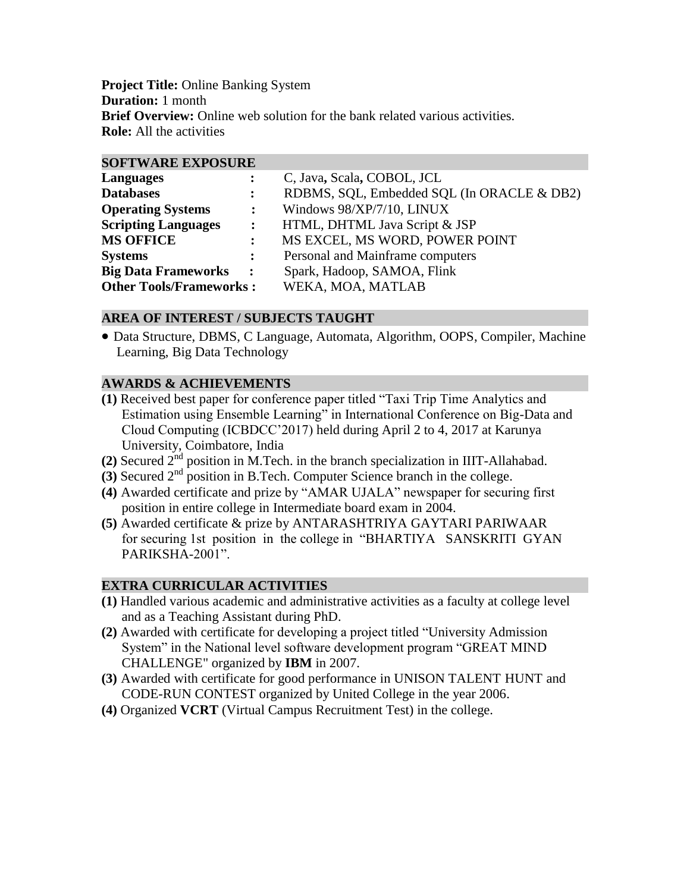**Project Title:** Online Banking System
**Duration:** 1 month
**Brief Overview:** Online web solution for the bank related various activities.
**Role:** All the activities

## SOFTWARE EXPOSURE

| | | |
|---|---|---|
| **Languages** | **:** | C, Java**,** Scala**,** COBOL, JCL |
| **Databases** | **:** | RDBMS, SQL, Embedded SQL (In ORACLE & DB2) |
| **Operating Systems** | **:** | Windows 98/XP/7/10, LINUX |
| **Scripting Languages** | **:** | HTML, DHTML Java Script & JSP |
| **MS OFFICE** | **:** | MS EXCEL, MS WORD, POWER POINT |
| **Systems** | **:** | Personal and Mainframe computers |
| **Big Data Frameworks** | **:** | Spark, Hadoop, SAMOA, Flink |
| **Other Tools/Frameworks** | **:** | WEKA, MOA, MATLAB |

## AREA OF INTEREST / SUBJECTS TAUGHT

- Data Structure, DBMS, C Language, Automata, Algorithm, OOPS, Compiler, Machine Learning, Big Data Technology

## AWARDS & ACHIEVEMENTS

**(1)** Received best paper for conference paper titled "Taxi Trip Time Analytics and Estimation using Ensemble Learning" in International Conference on Big-Data and Cloud Computing (ICBDCC'2017) held during April 2 to 4, 2017 at Karunya University, Coimbatore, India
**(2)** Secured 2nd position in M.Tech. in the branch specialization in IIIT-Allahabad.
**(3)** Secured 2nd position in B.Tech. Computer Science branch in the college.
**(4)** Awarded certificate and prize by "AMAR UJALA" newspaper for securing first position in entire college in Intermediate board exam in 2004.
**(5)** Awarded certificate & prize by ANTARASHTRIYA GAYTARI PARIWAAR for securing 1st position in the college in "BHARTIYA SANSKRITI GYAN PARIKSHA-2001".

## EXTRA CURRICULAR ACTIVITIES

**(1)** Handled various academic and administrative activities as a faculty at college level and as a Teaching Assistant during PhD.
**(2)** Awarded with certificate for developing a project titled "University Admission System" in the National level software development program "GREAT MIND CHALLENGE" organized by **IBM** in 2007.
**(3)** Awarded with certificate for good performance in UNISON TALENT HUNT and CODE-RUN CONTEST organized by United College in the year 2006.
**(4)** Organized **VCRT** (Virtual Campus Recruitment Test) in the college.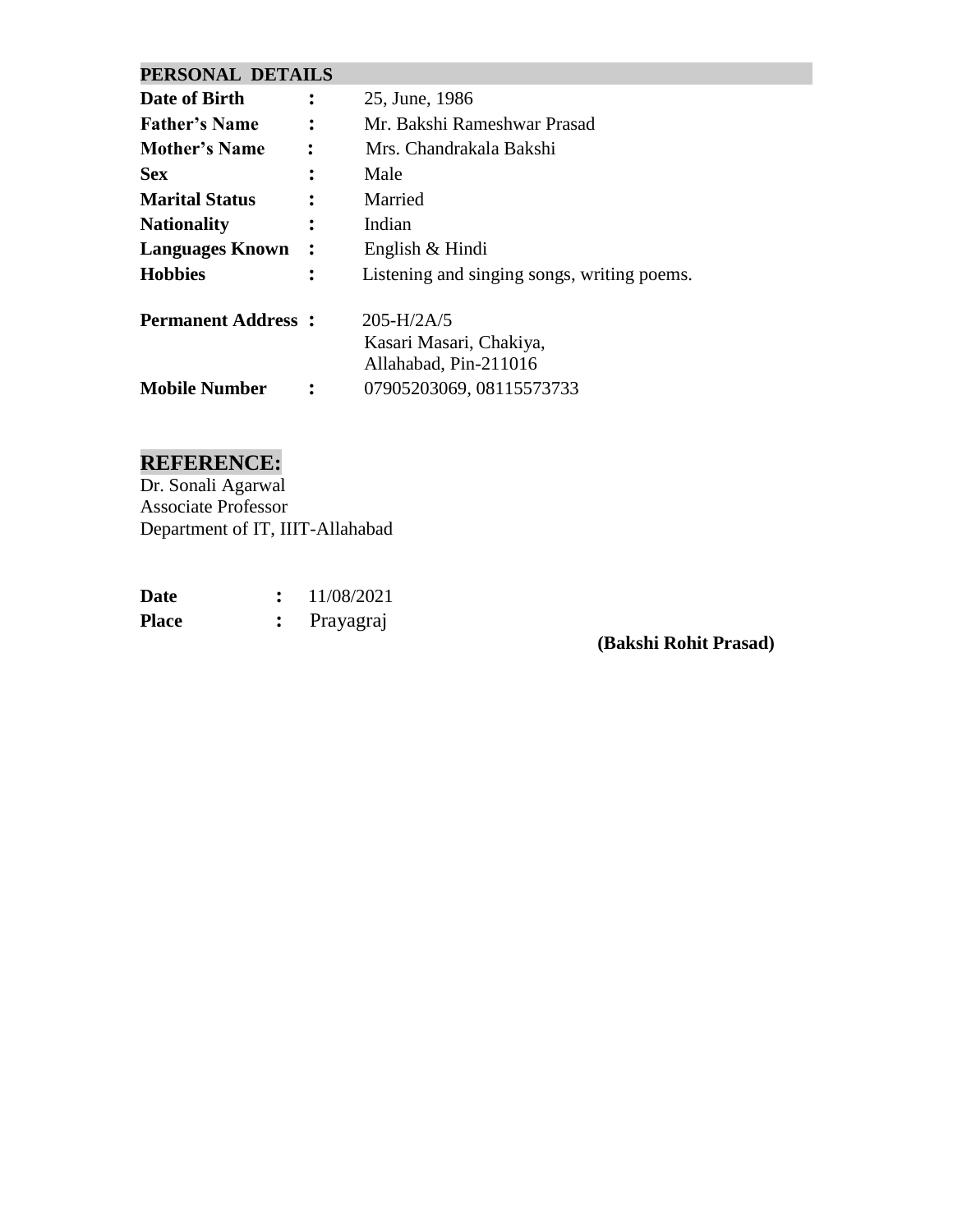## PERSONAL DETAILS

| | | |
|---|---|---|
| **Date of Birth** | **:** | 25, June, 1986 |
| **Father's Name** | **:** | Mr. Bakshi Rameshwar Prasad |
| **Mother's Name** | **:** | Mrs. Chandrakala Bakshi |
| **Sex** | **:** | Male |
| **Marital Status** | **:** | Married |
| **Nationality** | **:** | Indian |
| **Languages Known** | **:** | English & Hindi |
| **Hobbies** | **:** | Listening and singing songs, writing poems. |
| **Permanent Address** | **:** | 205-H/2A/5<br>Kasari Masari, Chakiya,<br>Allahabad, Pin-211016 |
| **Mobile Number** | **:** | 07905203069, 08115573733 |

## REFERENCE:

Dr. Sonali Agarwal
Associate Professor
Department of IT, IIIT-Allahabad

**Date** **:** 11/08/2021
**Place** **:** Prayagraj

**(Bakshi Rohit Prasad)**